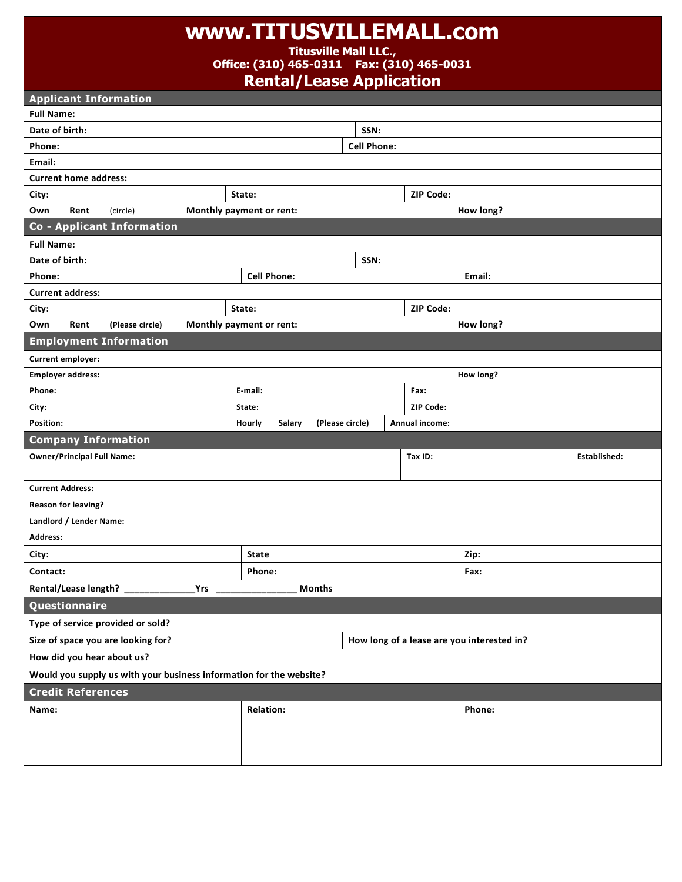# www.TITUSVILLEMALL.com

**Titusville Mall LLC.,**
**Office: (310) 465-0311    Fax: (310) 465-0031**

## Rental/Lease Application

### Applicant Information

| | | |
|---|---|---|
| **Full Name:** | | |
| **Date of birth:** | **SSN:** | |
| **Phone:** | **Cell Phone:** | |
| **Email:** | | |
| **Current home address:** | | |
| **City:** | **State:** | **ZIP Code:** |
| **Own    Rent** (circle) | **Monthly payment or rent:** | **How long?** |

### Co - Applicant Information

| | | |
|---|---|---|
| **Full Name:** | | |
| **Date of birth:** | **SSN:** | |
| **Phone:** | **Cell Phone:** | **Email:** |
| **Current address:** | | |
| **City:** | **State:** | **ZIP Code:** |
| **Own    Rent    (Please circle)** | **Monthly payment or rent:** | **How long?** |

### Employment Information

| | | |
|---|---|---|
| **Current employer:** | | |
| **Employer address:** | | **How long?** |
| **Phone:** | **E-mail:** | **Fax:** |
| **City:** | **State:** | **ZIP Code:** |
| **Position:** | **Hourly    Salary    (Please circle)** | **Annual income:** |

### Company Information

| | | |
|---|---|---|
| **Owner/Principal Full Name:** | **Tax ID:** | **Established:** |
| | | |
| **Current Address:** | | |
| **Reason for leaving?** | | |
| **Landlord / Lender Name:** | | |
| **Address:** | | |
| **City:** | **State** | **Zip:** |
| **Contact:** | **Phone:** | **Fax:** |
| **Rental/Lease length? \_\_\_\_\_\_\_\_\_\_\_\_\_Yrs \_\_\_\_\_\_\_\_\_\_\_\_\_\_\_ Months** | | |

### Questionnaire

| | |
|---|---|
| **Type of service provided or sold?** | |
| **Size of space you are looking for?** | **How long of a lease are you interested in?** |
| **How did you hear about us?** | |
| **Would you supply us with your business information for the website?** | |

### Credit References

| **Name:** | **Relation:** | **Phone:** |
|---|---|---|
| | | |
| | | |
| | | |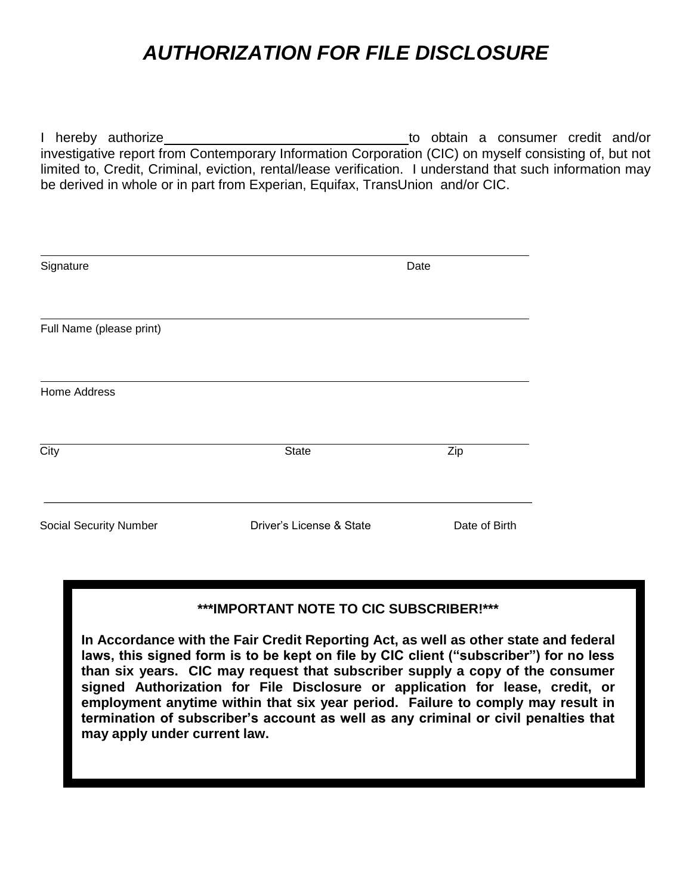# *AUTHORIZATION FOR FILE DISCLOSURE*

I hereby authorize ________________________________ to obtain a consumer credit and/or investigative report from Contemporary Information Corporation (CIC) on myself consisting of, but not limited to, Credit, Criminal, eviction, rental/lease verification. I understand that such information may be derived in whole or in part from Experian, Equifax, TransUnion and/or CIC.

_______________________________________________________________

Signature                                                                                     Date

_______________________________________________________________

Full Name (please print)

_______________________________________________________________

Home Address

_______________________________________________________________

City                                                  State                                  Zip

_______________________________________________________________

Social Security Number                  Driver's License & State                  Date of Birth

**\*\*\*IMPORTANT NOTE TO CIC SUBSCRIBER!\*\*\***

**In Accordance with the Fair Credit Reporting Act, as well as other state and federal laws, this signed form is to be kept on file by CIC client ("subscriber") for no less than six years. CIC may request that subscriber supply a copy of the consumer signed Authorization for File Disclosure or application for lease, credit, or employment anytime within that six year period. Failure to comply may result in termination of subscriber's account as well as any criminal or civil penalties that may apply under current law.**